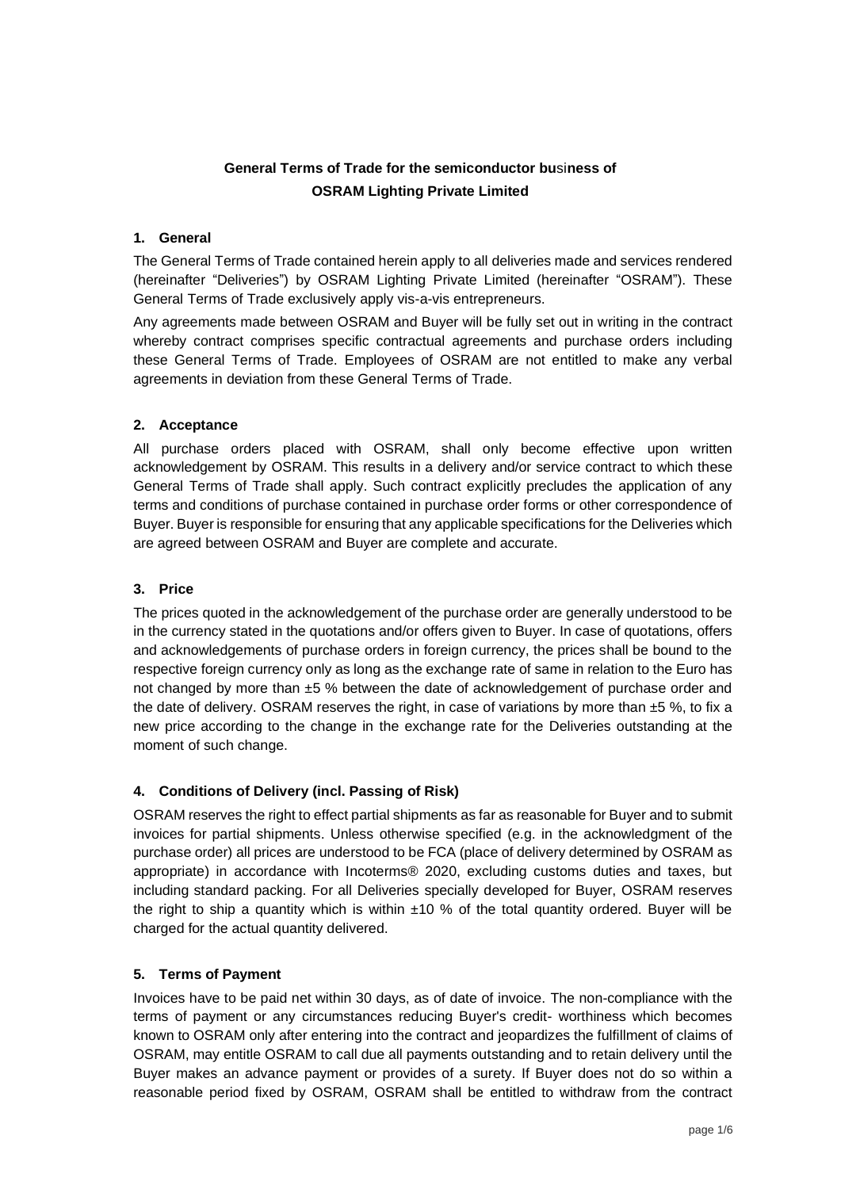# General Terms of Trade for the semiconductor business of OSRAM Lighting Private Limited

## 1. General

The General Terms of Trade contained herein apply to all deliveries made and services rendered (hereinafter "Deliveries") by OSRAM Lighting Private Limited (hereinafter "OSRAM"). These General Terms of Trade exclusively apply vis-a-vis entrepreneurs.

Any agreements made between OSRAM and Buyer will be fully set out in writing in the contract whereby contract comprises specific contractual agreements and purchase orders including these General Terms of Trade. Employees of OSRAM are not entitled to make any verbal agreements in deviation from these General Terms of Trade.

## 2. Acceptance

All purchase orders placed with OSRAM, shall only become effective upon written acknowledgement by OSRAM. This results in a delivery and/or service contract to which these General Terms of Trade shall apply. Such contract explicitly precludes the application of any terms and conditions of purchase contained in purchase order forms or other correspondence of Buyer. Buyer is responsible for ensuring that any applicable specifications for the Deliveries which are agreed between OSRAM and Buyer are complete and accurate.

## 3. Price

The prices quoted in the acknowledgement of the purchase order are generally understood to be in the currency stated in the quotations and/or offers given to Buyer. In case of quotations, offers and acknowledgements of purchase orders in foreign currency, the prices shall be bound to the respective foreign currency only as long as the exchange rate of same in relation to the Euro has not changed by more than ±5 % between the date of acknowledgement of purchase order and the date of delivery. OSRAM reserves the right, in case of variations by more than ±5 %, to fix a new price according to the change in the exchange rate for the Deliveries outstanding at the moment of such change.

## 4. Conditions of Delivery (incl. Passing of Risk)

OSRAM reserves the right to effect partial shipments as far as reasonable for Buyer and to submit invoices for partial shipments. Unless otherwise specified (e.g. in the acknowledgment of the purchase order) all prices are understood to be FCA (place of delivery determined by OSRAM as appropriate) in accordance with Incoterms® 2020, excluding customs duties and taxes, but including standard packing. For all Deliveries specially developed for Buyer, OSRAM reserves the right to ship a quantity which is within ±10 % of the total quantity ordered. Buyer will be charged for the actual quantity delivered.

## 5. Terms of Payment

Invoices have to be paid net within 30 days, as of date of invoice. The non-compliance with the terms of payment or any circumstances reducing Buyer's credit- worthiness which becomes known to OSRAM only after entering into the contract and jeopardizes the fulfillment of claims of OSRAM, may entitle OSRAM to call due all payments outstanding and to retain delivery until the Buyer makes an advance payment or provides of a surety. If Buyer does not do so within a reasonable period fixed by OSRAM, OSRAM shall be entitled to withdraw from the contract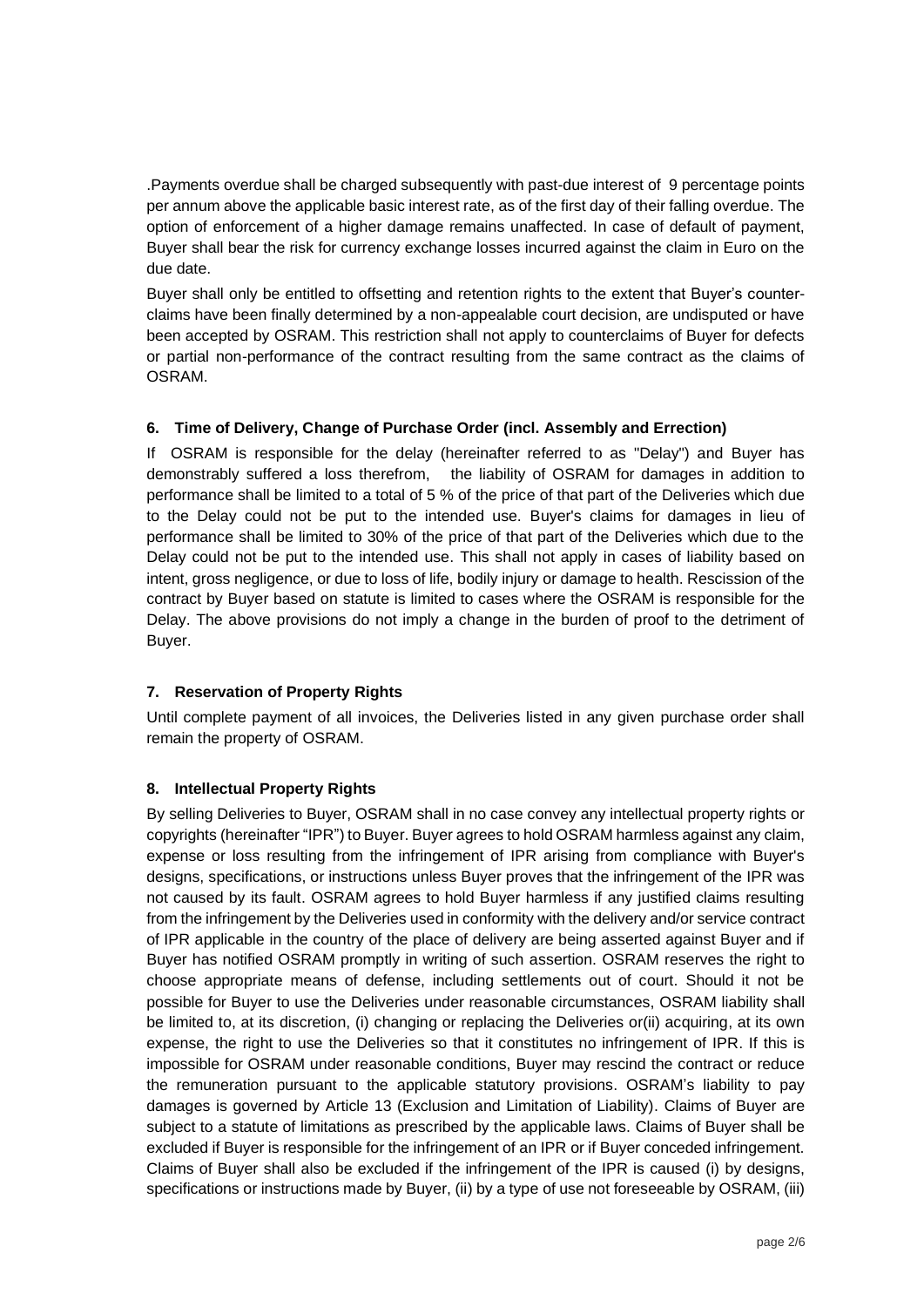.Payments overdue shall be charged subsequently with past-due interest of 9 percentage points per annum above the applicable basic interest rate, as of the first day of their falling overdue. The option of enforcement of a higher damage remains unaffected. In case of default of payment, Buyer shall bear the risk for currency exchange losses incurred against the claim in Euro on the due date.

Buyer shall only be entitled to offsetting and retention rights to the extent that Buyer's counter-claims have been finally determined by a non-appealable court decision, are undisputed or have been accepted by OSRAM. This restriction shall not apply to counterclaims of Buyer for defects or partial non-performance of the contract resulting from the same contract as the claims of OSRAM.

### 6. Time of Delivery, Change of Purchase Order (incl. Assembly and Errection)

If OSRAM is responsible for the delay (hereinafter referred to as "Delay") and Buyer has demonstrably suffered a loss therefrom, the liability of OSRAM for damages in addition to performance shall be limited to a total of 5 % of the price of that part of the Deliveries which due to the Delay could not be put to the intended use. Buyer's claims for damages in lieu of performance shall be limited to 30% of the price of that part of the Deliveries which due to the Delay could not be put to the intended use. This shall not apply in cases of liability based on intent, gross negligence, or due to loss of life, bodily injury or damage to health. Rescission of the contract by Buyer based on statute is limited to cases where the OSRAM is responsible for the Delay. The above provisions do not imply a change in the burden of proof to the detriment of Buyer.

### 7. Reservation of Property Rights

Until complete payment of all invoices, the Deliveries listed in any given purchase order shall remain the property of OSRAM.

### 8. Intellectual Property Rights

By selling Deliveries to Buyer, OSRAM shall in no case convey any intellectual property rights or copyrights (hereinafter "IPR") to Buyer. Buyer agrees to hold OSRAM harmless against any claim, expense or loss resulting from the infringement of IPR arising from compliance with Buyer's designs, specifications, or instructions unless Buyer proves that the infringement of the IPR was not caused by its fault. OSRAM agrees to hold Buyer harmless if any justified claims resulting from the infringement by the Deliveries used in conformity with the delivery and/or service contract of IPR applicable in the country of the place of delivery are being asserted against Buyer and if Buyer has notified OSRAM promptly in writing of such assertion. OSRAM reserves the right to choose appropriate means of defense, including settlements out of court. Should it not be possible for Buyer to use the Deliveries under reasonable circumstances, OSRAM liability shall be limited to, at its discretion, (i) changing or replacing the Deliveries or(ii) acquiring, at its own expense, the right to use the Deliveries so that it constitutes no infringement of IPR. If this is impossible for OSRAM under reasonable conditions, Buyer may rescind the contract or reduce the remuneration pursuant to the applicable statutory provisions. OSRAM's liability to pay damages is governed by Article 13 (Exclusion and Limitation of Liability). Claims of Buyer are subject to a statute of limitations as prescribed by the applicable laws. Claims of Buyer shall be excluded if Buyer is responsible for the infringement of an IPR or if Buyer conceded infringement. Claims of Buyer shall also be excluded if the infringement of the IPR is caused (i) by designs, specifications or instructions made by Buyer, (ii) by a type of use not foreseeable by OSRAM, (iii)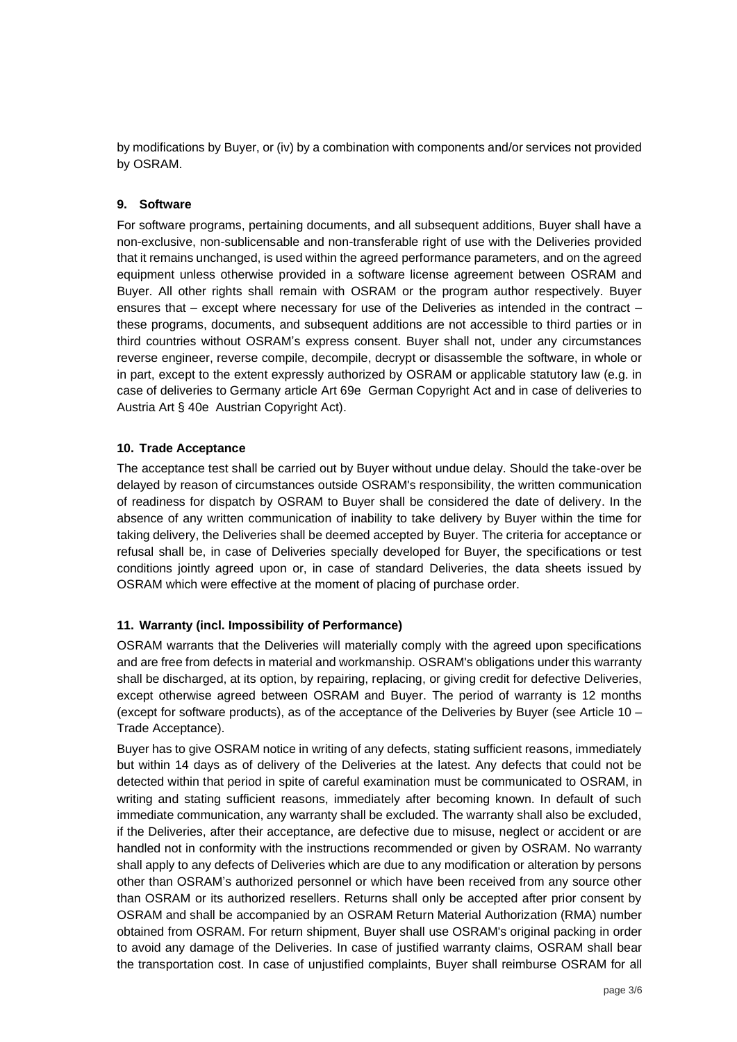by modifications by Buyer, or (iv) by a combination with components and/or services not provided by OSRAM.

### 9. Software

For software programs, pertaining documents, and all subsequent additions, Buyer shall have a non-exclusive, non-sublicensable and non-transferable right of use with the Deliveries provided that it remains unchanged, is used within the agreed performance parameters, and on the agreed equipment unless otherwise provided in a software license agreement between OSRAM and Buyer. All other rights shall remain with OSRAM or the program author respectively. Buyer ensures that – except where necessary for use of the Deliveries as intended in the contract – these programs, documents, and subsequent additions are not accessible to third parties or in third countries without OSRAM's express consent. Buyer shall not, under any circumstances reverse engineer, reverse compile, decompile, decrypt or disassemble the software, in whole or in part, except to the extent expressly authorized by OSRAM or applicable statutory law (e.g. in case of deliveries to Germany article Art 69e German Copyright Act and in case of deliveries to Austria Art § 40e Austrian Copyright Act).

### 10. Trade Acceptance

The acceptance test shall be carried out by Buyer without undue delay. Should the take-over be delayed by reason of circumstances outside OSRAM's responsibility, the written communication of readiness for dispatch by OSRAM to Buyer shall be considered the date of delivery. In the absence of any written communication of inability to take delivery by Buyer within the time for taking delivery, the Deliveries shall be deemed accepted by Buyer. The criteria for acceptance or refusal shall be, in case of Deliveries specially developed for Buyer, the specifications or test conditions jointly agreed upon or, in case of standard Deliveries, the data sheets issued by OSRAM which were effective at the moment of placing of purchase order.

### 11. Warranty (incl. Impossibility of Performance)

OSRAM warrants that the Deliveries will materially comply with the agreed upon specifications and are free from defects in material and workmanship. OSRAM's obligations under this warranty shall be discharged, at its option, by repairing, replacing, or giving credit for defective Deliveries, except otherwise agreed between OSRAM and Buyer. The period of warranty is 12 months (except for software products), as of the acceptance of the Deliveries by Buyer (see Article 10 – Trade Acceptance).

Buyer has to give OSRAM notice in writing of any defects, stating sufficient reasons, immediately but within 14 days as of delivery of the Deliveries at the latest. Any defects that could not be detected within that period in spite of careful examination must be communicated to OSRAM, in writing and stating sufficient reasons, immediately after becoming known. In default of such immediate communication, any warranty shall be excluded. The warranty shall also be excluded, if the Deliveries, after their acceptance, are defective due to misuse, neglect or accident or are handled not in conformity with the instructions recommended or given by OSRAM. No warranty shall apply to any defects of Deliveries which are due to any modification or alteration by persons other than OSRAM's authorized personnel or which have been received from any source other than OSRAM or its authorized resellers. Returns shall only be accepted after prior consent by OSRAM and shall be accompanied by an OSRAM Return Material Authorization (RMA) number obtained from OSRAM. For return shipment, Buyer shall use OSRAM's original packing in order to avoid any damage of the Deliveries. In case of justified warranty claims, OSRAM shall bear the transportation cost. In case of unjustified complaints, Buyer shall reimburse OSRAM for all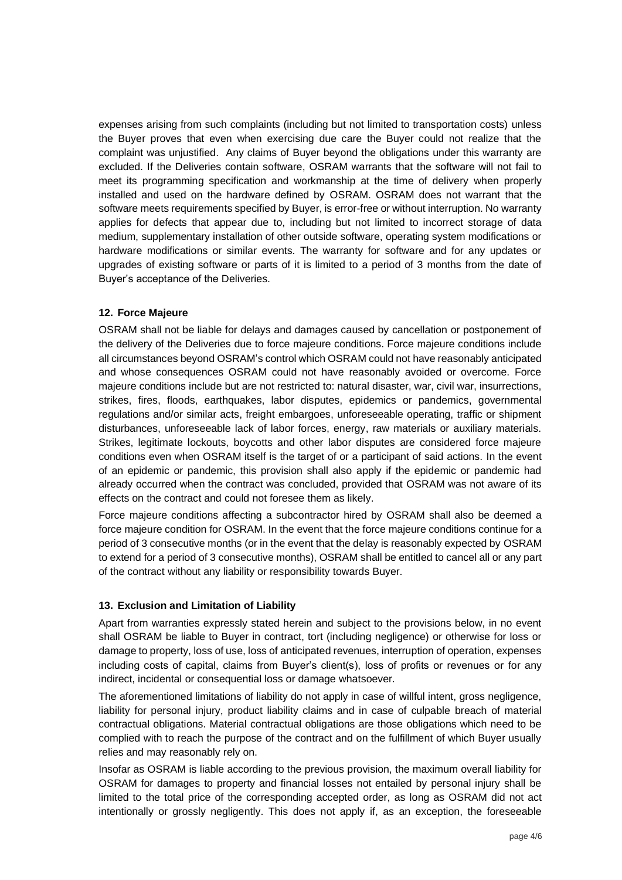expenses arising from such complaints (including but not limited to transportation costs) unless the Buyer proves that even when exercising due care the Buyer could not realize that the complaint was unjustified. Any claims of Buyer beyond the obligations under this warranty are excluded. If the Deliveries contain software, OSRAM warrants that the software will not fail to meet its programming specification and workmanship at the time of delivery when properly installed and used on the hardware defined by OSRAM. OSRAM does not warrant that the software meets requirements specified by Buyer, is error-free or without interruption. No warranty applies for defects that appear due to, including but not limited to incorrect storage of data medium, supplementary installation of other outside software, operating system modifications or hardware modifications or similar events. The warranty for software and for any updates or upgrades of existing software or parts of it is limited to a period of 3 months from the date of Buyer's acceptance of the Deliveries.

### 12. Force Majeure

OSRAM shall not be liable for delays and damages caused by cancellation or postponement of the delivery of the Deliveries due to force majeure conditions. Force majeure conditions include all circumstances beyond OSRAM's control which OSRAM could not have reasonably anticipated and whose consequences OSRAM could not have reasonably avoided or overcome. Force majeure conditions include but are not restricted to: natural disaster, war, civil war, insurrections, strikes, fires, floods, earthquakes, labor disputes, epidemics or pandemics, governmental regulations and/or similar acts, freight embargoes, unforeseeable operating, traffic or shipment disturbances, unforeseeable lack of labor forces, energy, raw materials or auxiliary materials. Strikes, legitimate lockouts, boycotts and other labor disputes are considered force majeure conditions even when OSRAM itself is the target of or a participant of said actions. In the event of an epidemic or pandemic, this provision shall also apply if the epidemic or pandemic had already occurred when the contract was concluded, provided that OSRAM was not aware of its effects on the contract and could not foresee them as likely.

Force majeure conditions affecting a subcontractor hired by OSRAM shall also be deemed a force majeure condition for OSRAM. In the event that the force majeure conditions continue for a period of 3 consecutive months (or in the event that the delay is reasonably expected by OSRAM to extend for a period of 3 consecutive months), OSRAM shall be entitled to cancel all or any part of the contract without any liability or responsibility towards Buyer.

### 13. Exclusion and Limitation of Liability

Apart from warranties expressly stated herein and subject to the provisions below, in no event shall OSRAM be liable to Buyer in contract, tort (including negligence) or otherwise for loss or damage to property, loss of use, loss of anticipated revenues, interruption of operation, expenses including costs of capital, claims from Buyer's client(s), loss of profits or revenues or for any indirect, incidental or consequential loss or damage whatsoever.

The aforementioned limitations of liability do not apply in case of willful intent, gross negligence, liability for personal injury, product liability claims and in case of culpable breach of material contractual obligations. Material contractual obligations are those obligations which need to be complied with to reach the purpose of the contract and on the fulfillment of which Buyer usually relies and may reasonably rely on.

Insofar as OSRAM is liable according to the previous provision, the maximum overall liability for OSRAM for damages to property and financial losses not entailed by personal injury shall be limited to the total price of the corresponding accepted order, as long as OSRAM did not act intentionally or grossly negligently. This does not apply if, as an exception, the foreseeable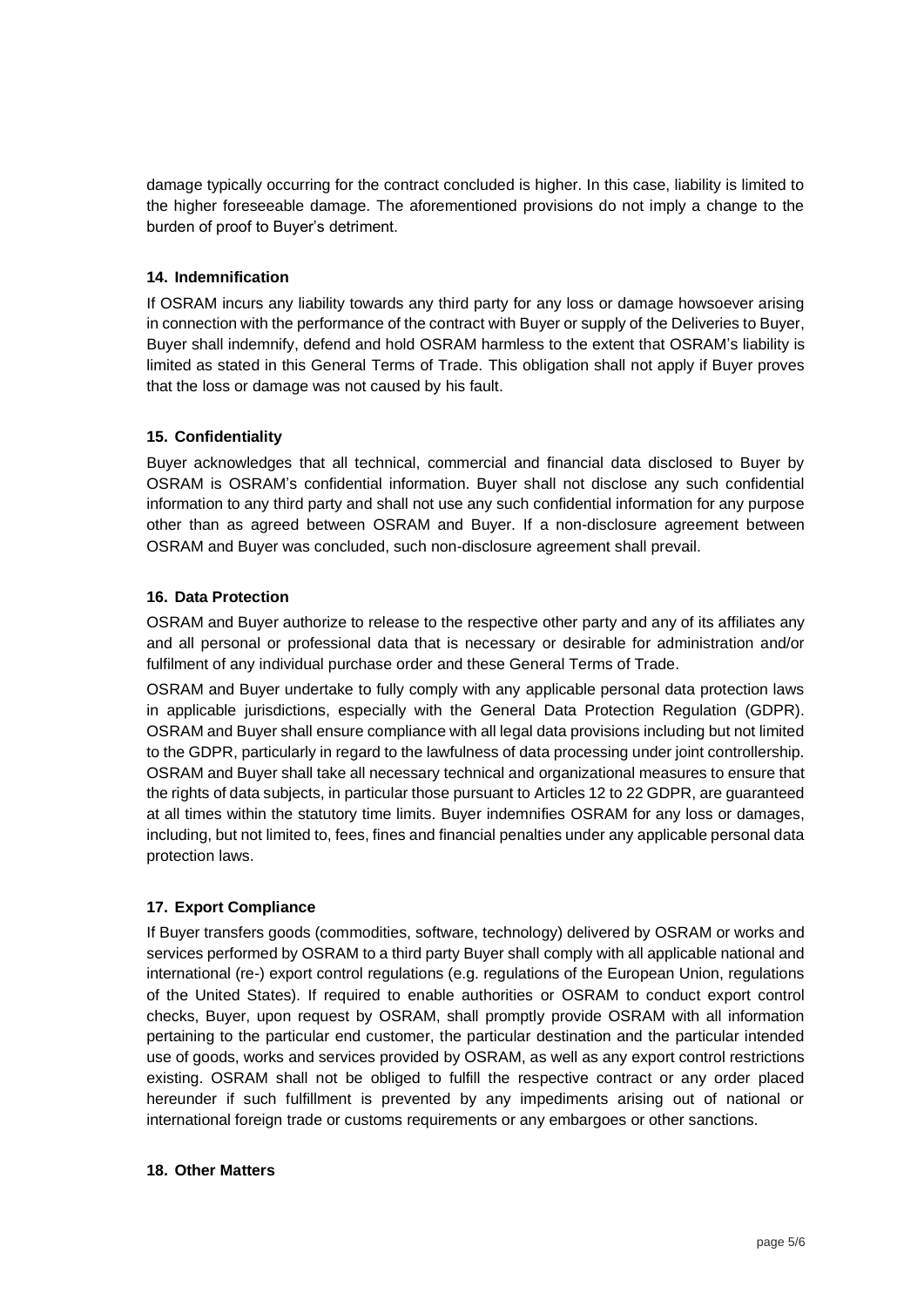damage typically occurring for the contract concluded is higher. In this case, liability is limited to the higher foreseeable damage. The aforementioned provisions do not imply a change to the burden of proof to Buyer's detriment.

## 14. Indemnification

If OSRAM incurs any liability towards any third party for any loss or damage howsoever arising in connection with the performance of the contract with Buyer or supply of the Deliveries to Buyer, Buyer shall indemnify, defend and hold OSRAM harmless to the extent that OSRAM's liability is limited as stated in this General Terms of Trade. This obligation shall not apply if Buyer proves that the loss or damage was not caused by his fault.

## 15. Confidentiality

Buyer acknowledges that all technical, commercial and financial data disclosed to Buyer by OSRAM is OSRAM's confidential information. Buyer shall not disclose any such confidential information to any third party and shall not use any such confidential information for any purpose other than as agreed between OSRAM and Buyer. If a non-disclosure agreement between OSRAM and Buyer was concluded, such non-disclosure agreement shall prevail.

## 16. Data Protection

OSRAM and Buyer authorize to release to the respective other party and any of its affiliates any and all personal or professional data that is necessary or desirable for administration and/or fulfilment of any individual purchase order and these General Terms of Trade.

OSRAM and Buyer undertake to fully comply with any applicable personal data protection laws in applicable jurisdictions, especially with the General Data Protection Regulation (GDPR). OSRAM and Buyer shall ensure compliance with all legal data provisions including but not limited to the GDPR, particularly in regard to the lawfulness of data processing under joint controllership. OSRAM and Buyer shall take all necessary technical and organizational measures to ensure that the rights of data subjects, in particular those pursuant to Articles 12 to 22 GDPR, are guaranteed at all times within the statutory time limits. Buyer indemnifies OSRAM for any loss or damages, including, but not limited to, fees, fines and financial penalties under any applicable personal data protection laws.

## 17. Export Compliance

If Buyer transfers goods (commodities, software, technology) delivered by OSRAM or works and services performed by OSRAM to a third party Buyer shall comply with all applicable national and international (re-) export control regulations (e.g. regulations of the European Union, regulations of the United States). If required to enable authorities or OSRAM to conduct export control checks, Buyer, upon request by OSRAM, shall promptly provide OSRAM with all information pertaining to the particular end customer, the particular destination and the particular intended use of goods, works and services provided by OSRAM, as well as any export control restrictions existing. OSRAM shall not be obliged to fulfill the respective contract or any order placed hereunder if such fulfillment is prevented by any impediments arising out of national or international foreign trade or customs requirements or any embargoes or other sanctions.

## 18. Other Matters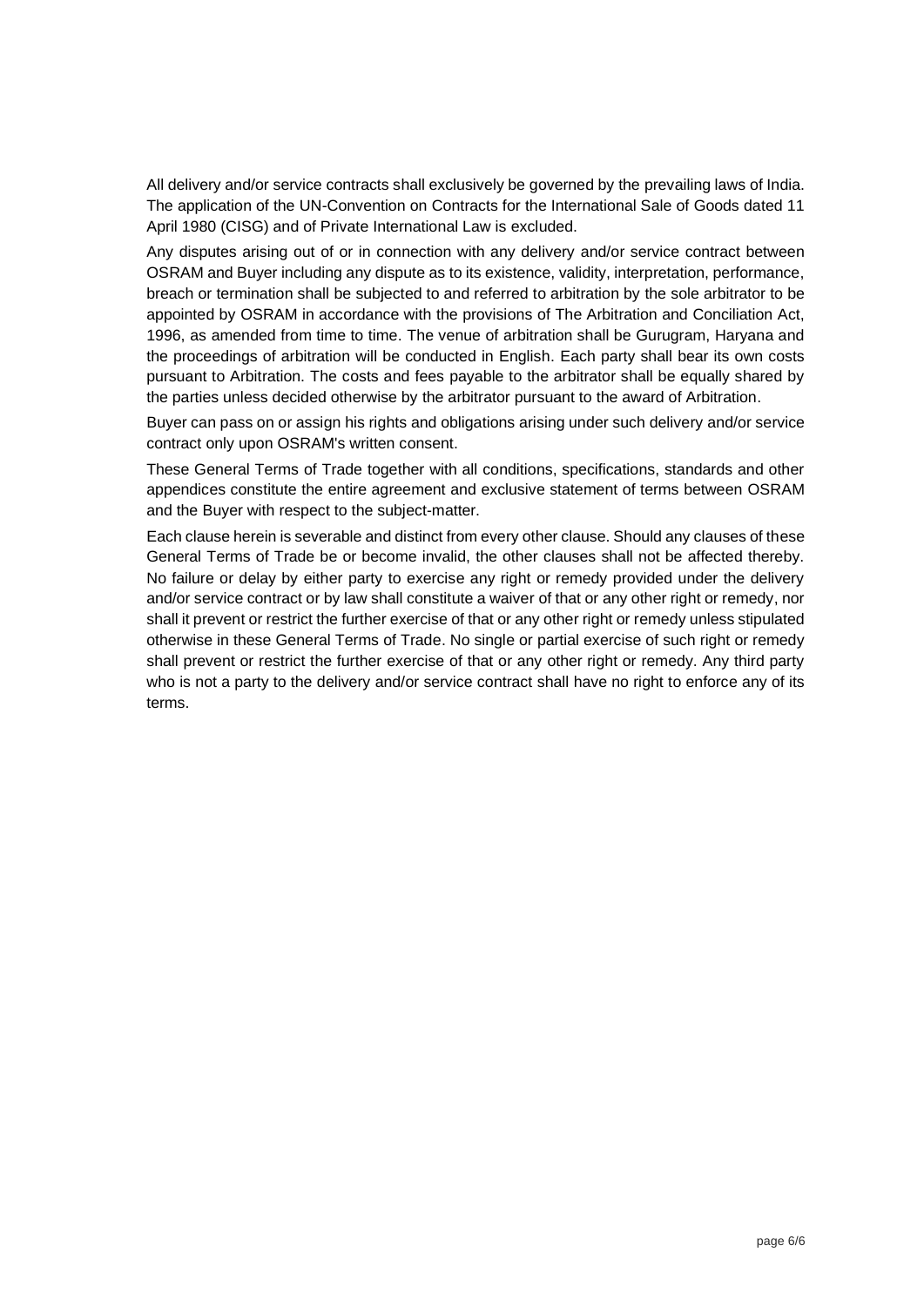All delivery and/or service contracts shall exclusively be governed by the prevailing laws of India. The application of the UN-Convention on Contracts for the International Sale of Goods dated 11 April 1980 (CISG) and of Private International Law is excluded.

Any disputes arising out of or in connection with any delivery and/or service contract between OSRAM and Buyer including any dispute as to its existence, validity, interpretation, performance, breach or termination shall be subjected to and referred to arbitration by the sole arbitrator to be appointed by OSRAM in accordance with the provisions of The Arbitration and Conciliation Act, 1996, as amended from time to time. The venue of arbitration shall be Gurugram, Haryana and the proceedings of arbitration will be conducted in English. Each party shall bear its own costs pursuant to Arbitration. The costs and fees payable to the arbitrator shall be equally shared by the parties unless decided otherwise by the arbitrator pursuant to the award of Arbitration.

Buyer can pass on or assign his rights and obligations arising under such delivery and/or service contract only upon OSRAM's written consent.

These General Terms of Trade together with all conditions, specifications, standards and other appendices constitute the entire agreement and exclusive statement of terms between OSRAM and the Buyer with respect to the subject-matter.

Each clause herein is severable and distinct from every other clause. Should any clauses of these General Terms of Trade be or become invalid, the other clauses shall not be affected thereby. No failure or delay by either party to exercise any right or remedy provided under the delivery and/or service contract or by law shall constitute a waiver of that or any other right or remedy, nor shall it prevent or restrict the further exercise of that or any other right or remedy unless stipulated otherwise in these General Terms of Trade. No single or partial exercise of such right or remedy shall prevent or restrict the further exercise of that or any other right or remedy. Any third party who is not a party to the delivery and/or service contract shall have no right to enforce any of its terms.